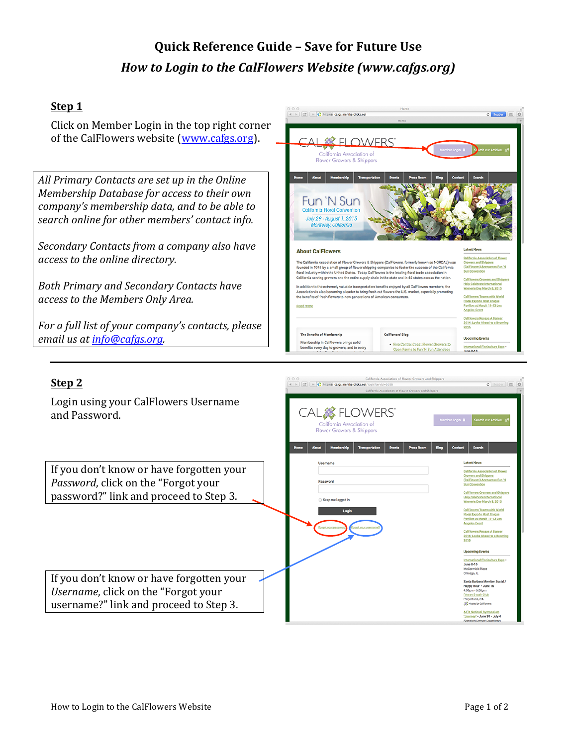# Quick Reference Guide – Save for Future Use

## *How to Login to the CalFlowers Website (www.cafgs.org)*

### Step 1

Click on Member Login in the top right corner of the CalFlowers website (www.cafgs.org).

*All Primary Contacts are set up in the Online Membership Database for access to their own company's membership data, and to be able to search online for other members' contact info.*

*Secondary Contacts from a company also have access to the online directory.*

*Both Primary and Secondary Contacts have access to the Members Only Area.*

*For a full list of your company's contacts, please email us at info@cafgs.org.*

---

### Step 2

Login using your CalFlowers Username and Password.

If you don't know or have forgotten your *Password*, click on the "Forgot your password?" link and proceed to Step 3.

If you don't know or have forgotten your *Username*, click on the "Forgot your username?" link and proceed to Step 3.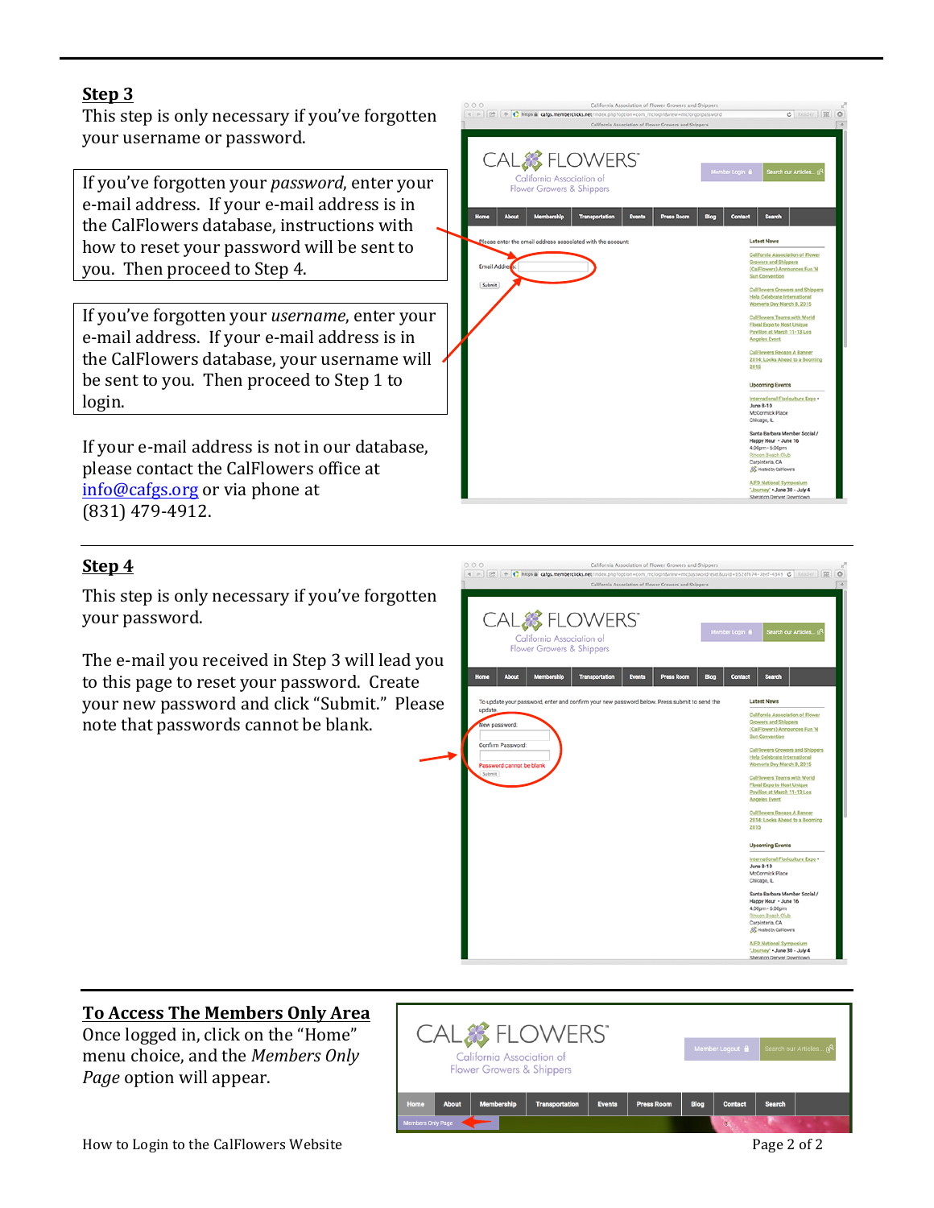## Step 3

This step is only necessary if you've forgotten your username or password.

If you've forgotten your *password*, enter your e-mail address. If your e-mail address is in the CalFlowers database, instructions with how to reset your password will be sent to you. Then proceed to Step 4.

If you've forgotten your *username*, enter your e-mail address. If your e-mail address is in the CalFlowers database, your username will be sent to you. Then proceed to Step 1 to login.

If your e-mail address is not in our database, please contact the CalFlowers office at info@cafgs.org or via phone at (831) 479-4912.

## Step 4

This step is only necessary if you've forgotten your password.

The e-mail you received in Step 3 will lead you to this page to reset your password. Create your new password and click "Submit." Please note that passwords cannot be blank.

## To Access The Members Only Area

Once logged in, click on the "Home" menu choice, and the *Members Only Page* option will appear.

How to Login to the CalFlowers Website